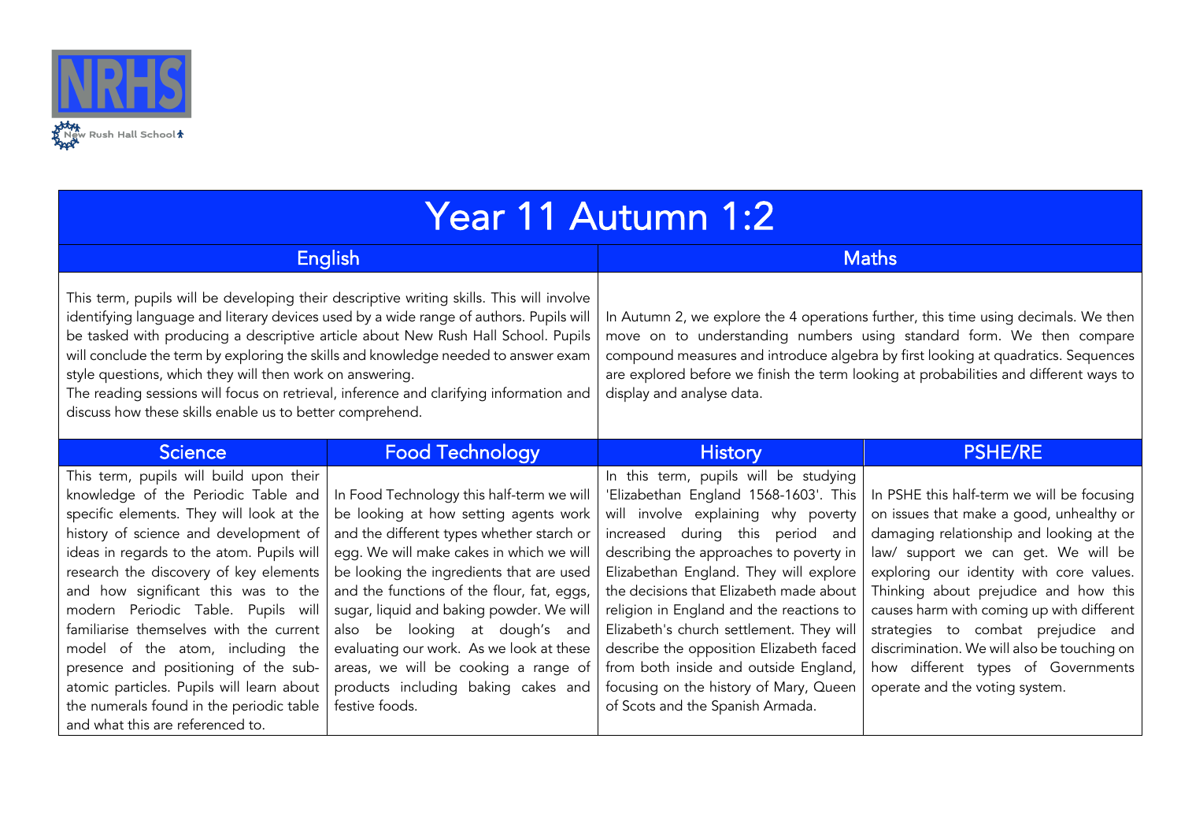NRHS

New Rush Hall School

# Year 11 Autumn 1:2

## English

This term, pupils will be developing their descriptive writing skills. This will involve identifying language and literary devices used by a wide range of authors. Pupils will be tasked with producing a descriptive article about New Rush Hall School. Pupils will conclude the term by exploring the skills and knowledge needed to answer exam style questions, which they will then work on answering.

The reading sessions will focus on retrieval, inference and clarifying information and discuss how these skills enable us to better comprehend.

## Maths

In Autumn 2, we explore the 4 operations further, this time using decimals. We then move on to understanding numbers using standard form. We then compare compound measures and introduce algebra by first looking at quadratics. Sequences are explored before we finish the term looking at probabilities and different ways to display and analyse data.

## Science

This term, pupils will build upon their knowledge of the Periodic Table and specific elements. They will look at the history of science and development of ideas in regards to the atom. Pupils will research the discovery of key elements and how significant this was to the modern Periodic Table. Pupils will familiarise themselves with the current model of the atom, including the presence and positioning of the sub-atomic particles. Pupils will learn about the numerals found in the periodic table and what this are referenced to.

## Food Technology

In Food Technology this half-term we will be looking at how setting agents work and the different types whether starch or egg. We will make cakes in which we will be looking the ingredients that are used and the functions of the flour, fat, eggs, sugar, liquid and baking powder. We will also be looking at dough's and evaluating our work. As we look at these areas, we will be cooking a range of products including baking cakes and festive foods.

## History

In this term, pupils will be studying 'Elizabethan England 1568-1603'. This will involve explaining why poverty increased during this period and describing the approaches to poverty in Elizabethan England. They will explore the decisions that Elizabeth made about religion in England and the reactions to Elizabeth's church settlement. They will describe the opposition Elizabeth faced from both inside and outside England, focusing on the history of Mary, Queen of Scots and the Spanish Armada.

## PSHE/RE

In PSHE this half-term we will be focusing on issues that make a good, unhealthy or damaging relationship and looking at the law/ support we can get. We will be exploring our identity with core values. Thinking about prejudice and how this causes harm with coming up with different strategies to combat prejudice and discrimination. We will also be touching on how different types of Governments operate and the voting system.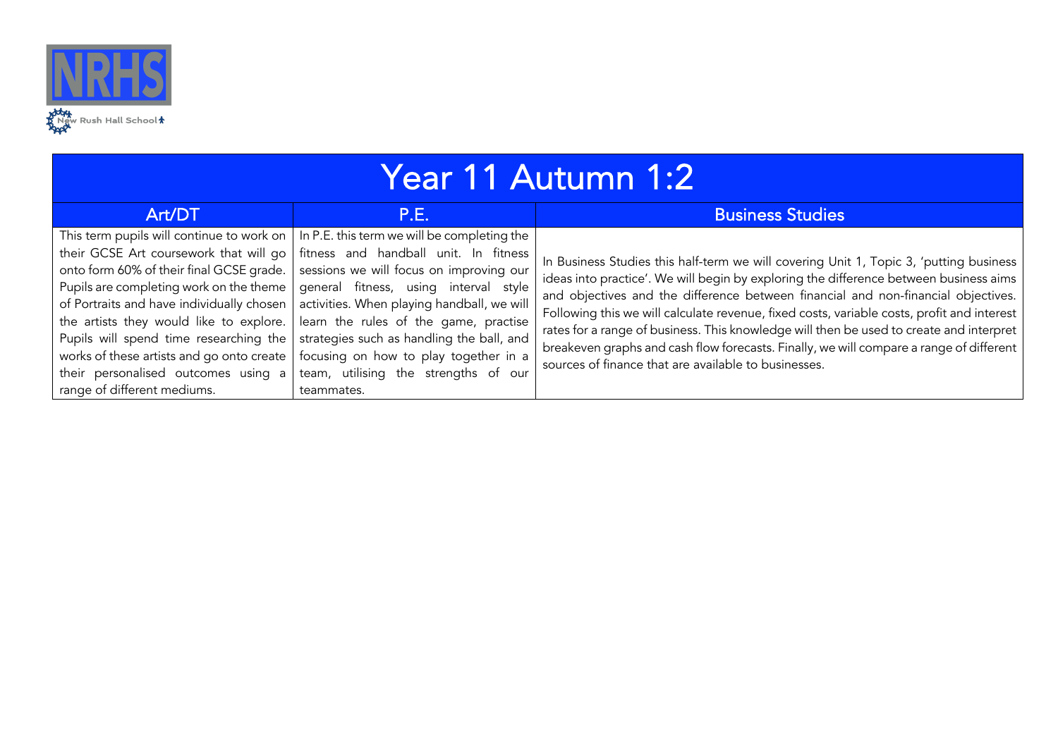NRHS

New Rush Hall School

# Year 11 Autumn 1:2

| Art/DT | P.E. | Business Studies |
| --- | --- | --- |
| This term pupils will continue to work on their GCSE Art coursework that will go onto form 60% of their final GCSE grade. Pupils are completing work on the theme of Portraits and have individually chosen the artists they would like to explore. Pupils will spend time researching the works of these artists and go onto create their personalised outcomes using a range of different mediums. | In P.E. this term we will be completing the fitness and handball unit. In fitness sessions we will focus on improving our general fitness, using interval style activities. When playing handball, we will learn the rules of the game, practise strategies such as handling the ball, and focusing on how to play together in a team, utilising the strengths of our teammates. | In Business Studies this half-term we will covering Unit 1, Topic 3, 'putting business ideas into practice'. We will begin by exploring the difference between business aims and objectives and the difference between financial and non-financial objectives. Following this we will calculate revenue, fixed costs, variable costs, profit and interest rates for a range of business. This knowledge will then be used to create and interpret breakeven graphs and cash flow forecasts. Finally, we will compare a range of different sources of finance that are available to businesses. |